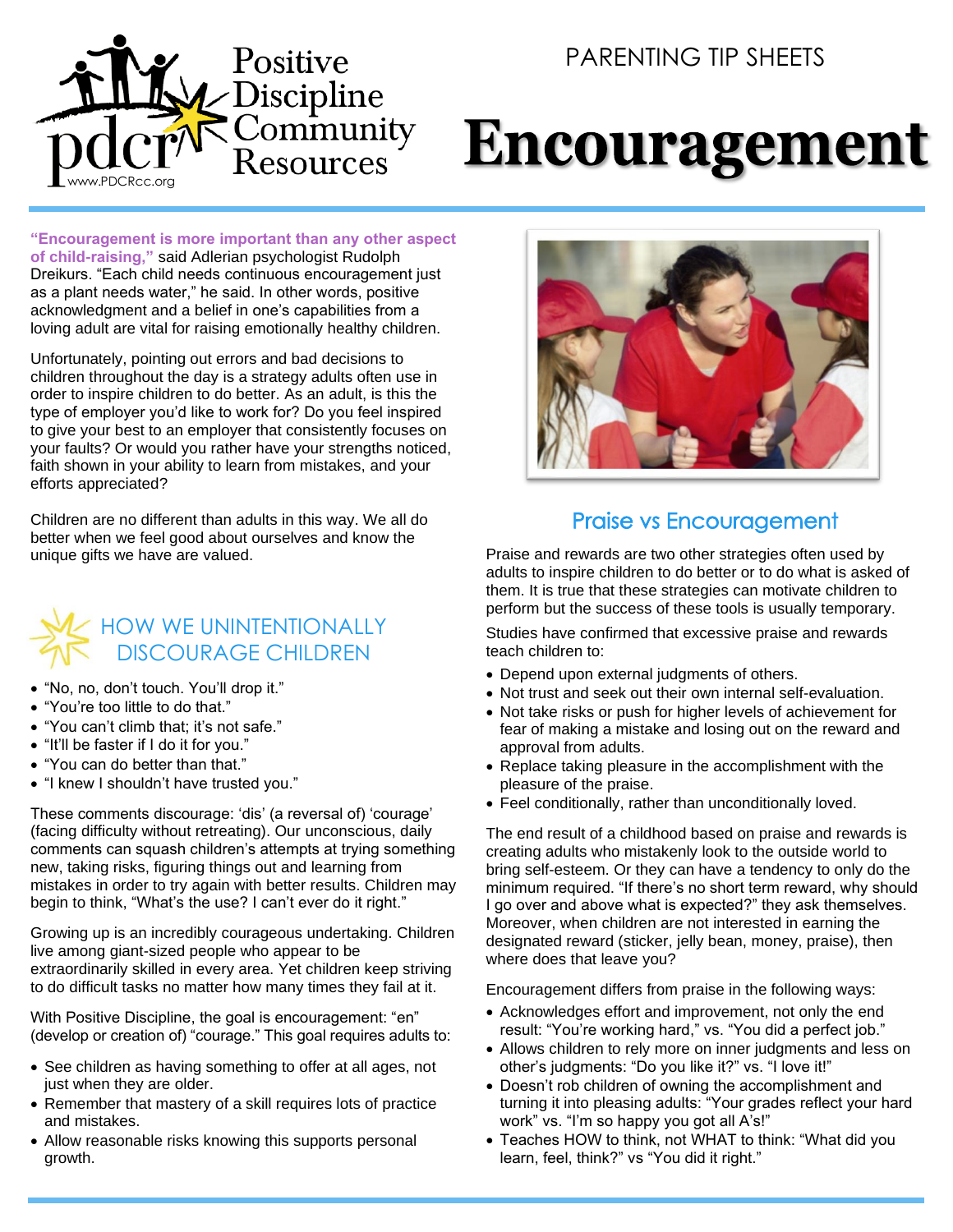Positive Discipline Community Resources

www.PDCRcc.org

PARENTING TIP SHEETS

# Encouragement

**"Encouragement is more important than any other aspect of child-raising,"** said Adlerian psychologist Rudolph Dreikurs. "Each child needs continuous encouragement just as a plant needs water," he said. In other words, positive acknowledgment and a belief in one's capabilities from a loving adult are vital for raising emotionally healthy children.

Unfortunately, pointing out errors and bad decisions to children throughout the day is a strategy adults often use in order to inspire children to do better. As an adult, is this the type of employer you'd like to work for? Do you feel inspired to give your best to an employer that consistently focuses on your faults? Or would you rather have your strengths noticed, faith shown in your ability to learn from mistakes, and your efforts appreciated?

Children are no different than adults in this way. We all do better when we feel good about ourselves and know the unique gifts we have are valued.

## HOW WE UNINTENTIONALLY DISCOURAGE CHILDREN

- "No, no, don't touch. You'll drop it."
- "You're too little to do that."
- "You can't climb that; it's not safe."
- "It'll be faster if I do it for you."
- "You can do better than that."
- "I knew I shouldn't have trusted you."

These comments discourage: 'dis' (a reversal of) 'courage' (facing difficulty without retreating). Our unconscious, daily comments can squash children's attempts at trying something new, taking risks, figuring things out and learning from mistakes in order to try again with better results. Children may begin to think, "What's the use? I can't ever do it right."

Growing up is an incredibly courageous undertaking. Children live among giant-sized people who appear to be extraordinarily skilled in every area. Yet children keep striving to do difficult tasks no matter how many times they fail at it.

With Positive Discipline, the goal is encouragement: "en" (develop or creation of) "courage." This goal requires adults to:

- See children as having something to offer at all ages, not just when they are older.
- Remember that mastery of a skill requires lots of practice and mistakes.
- Allow reasonable risks knowing this supports personal growth.

## Praise vs Encouragement

Praise and rewards are two other strategies often used by adults to inspire children to do better or to do what is asked of them. It is true that these strategies can motivate children to perform but the success of these tools is usually temporary.

Studies have confirmed that excessive praise and rewards teach children to:

- Depend upon external judgments of others.
- Not trust and seek out their own internal self-evaluation.
- Not take risks or push for higher levels of achievement for fear of making a mistake and losing out on the reward and approval from adults.
- Replace taking pleasure in the accomplishment with the pleasure of the praise.
- Feel conditionally, rather than unconditionally loved.

The end result of a childhood based on praise and rewards is creating adults who mistakenly look to the outside world to bring self-esteem. Or they can have a tendency to only do the minimum required. "If there's no short term reward, why should I go over and above what is expected?" they ask themselves. Moreover, when children are not interested in earning the designated reward (sticker, jelly bean, money, praise), then where does that leave you?

Encouragement differs from praise in the following ways:

- Acknowledges effort and improvement, not only the end result: "You're working hard," vs. "You did a perfect job."
- Allows children to rely more on inner judgments and less on other's judgments: "Do you like it?" vs. "I love it!"
- Doesn't rob children of owning the accomplishment and turning it into pleasing adults: "Your grades reflect your hard work" vs. "I'm so happy you got all A's!"
- Teaches HOW to think, not WHAT to think: "What did you learn, feel, think?" vs "You did it right."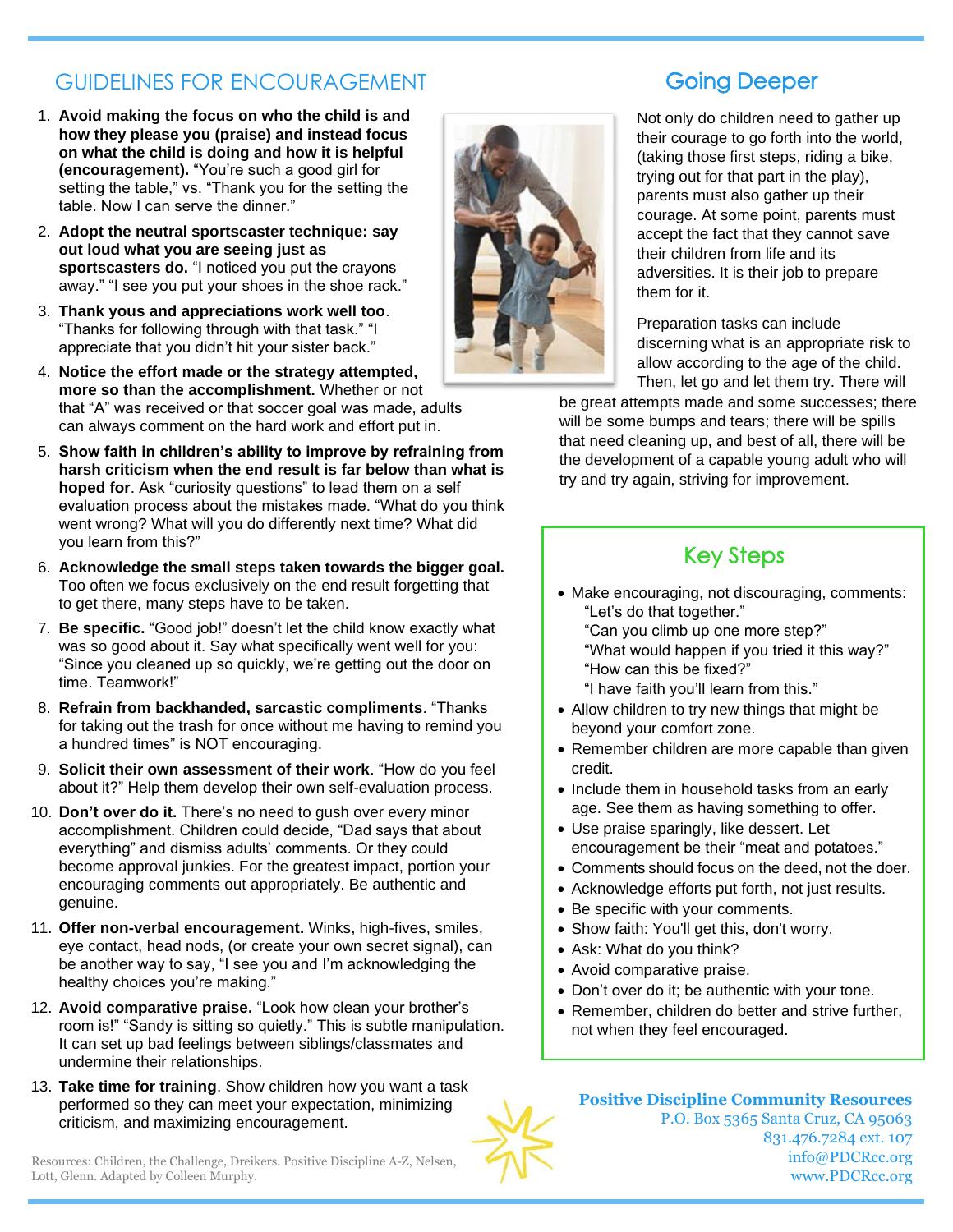## GUIDELINES FOR ENCOURAGEMENT

1. **Avoid making the focus on who the child is and how they please you (praise) and instead focus on what the child is doing and how it is helpful (encouragement).** "You're such a good girl for setting the table," vs. "Thank you for the setting the table. Now I can serve the dinner."
2. **Adopt the neutral sportscaster technique: say out loud what you are seeing just as sportscasters do.** "I noticed you put the crayons away." "I see you put your shoes in the shoe rack."
3. **Thank yous and appreciations work well too**. "Thanks for following through with that task." "I appreciate that you didn't hit your sister back."
4. **Notice the effort made or the strategy attempted, more so than the accomplishment.** Whether or not that "A" was received or that soccer goal was made, adults can always comment on the hard work and effort put in.
5. **Show faith in children's ability to improve by refraining from harsh criticism when the end result is far below than what is hoped for**. Ask "curiosity questions" to lead them to a self evaluation process about the mistakes made. "What do you think went wrong? What will you do differently next time? What did you learn from this?"
6. **Acknowledge the small steps taken towards the bigger goal.** Too often we focus exclusively on the end result forgetting that to get there, many steps have to be taken.
7. **Be specific.** "Good job!" doesn't let the child know exactly what was so good about it. Say what specifically went well for you: "Since you cleaned up so quickly, we're getting out the door on time. Teamwork!"
8. **Refrain from backhanded, sarcastic compliments**. "Thanks for taking out the trash for once without me having to remind you a hundred times" is NOT encouraging.
9. **Solicit their own assessment of their work**. "How do you feel about it?" Help them develop their own self-evaluation process.
10. **Don't over do it.** There's no need to gush over every minor accomplishment. Children could decide, "Dad says that about everything" and dismiss adults' comments. Or they could become approval junkies. For the greatest impact, portion your encouraging comments out appropriately. Be authentic and genuine.
11. **Offer non-verbal encouragement.** Winks, high-fives, smiles, eye contact, head nods, (or create your own secret signal), can be another way to say, "I see you and I'm acknowledging the healthy choices you're making."
12. **Avoid comparative praise.** "Look how clean your brother's room is!" "Sandy is sitting so quietly." This is subtle manipulation. It can set up bad feelings between siblings/classmates and undermine their relationships.
13. **Take time for training**. Show children how you want a task performed so they can meet your expectation, minimizing criticism, and maximizing encouragement.

Resources: Children, the Challenge, Dreikers. Positive Discipline A-Z, Nelsen, Lott, Glenn. Adapted by Colleen Murphy.

## Going Deeper

Not only do children need to gather up their courage to go forth into the world, (taking those first steps, riding a bike, trying out for that part in the play), parents must also gather up their courage. At some point, parents must accept the fact that they cannot save their children from life and its adversities. It is their job to prepare them for it.

Preparation tasks can include discerning what is an appropriate risk to allow according to the age of the child. Then, let go and let them try. There will be great attempts made and some successes; there will be some bumps and tears; there will be spills that need cleaning up, and best of all, there will be the development of a capable young adult who will try and try again, striving for improvement.

## Key Steps

- Make encouraging, not discouraging, comments:
  "Let's do that together."
  "Can you climb up one more step?"
  "What would happen if you tried it this way?"
  "How can this be fixed?"
  "I have faith you'll learn from this."
- Allow children to try new things that might be beyond your comfort zone.
- Remember children are more capable than given credit.
- Include them in household tasks from an early age. See them as having something to offer.
- Use praise sparingly, like dessert. Let encouragement be their "meat and potatoes."
- Comments should focus on the deed, not the doer.
- Acknowledge efforts put forth, not just results.
- Be specific with your comments.
- Show faith: You'll get this, don't worry.
- Ask: What do you think?
- Avoid comparative praise.
- Don't over do it; be authentic with your tone.
- Remember, children do better and strive further, not when they feel encouraged.

**Positive Discipline Community Resources**
P.O. Box 5365 Santa Cruz, CA 95063
831.476.7284 ext. 107
info@PDCRcc.org
www.PDCRcc.org